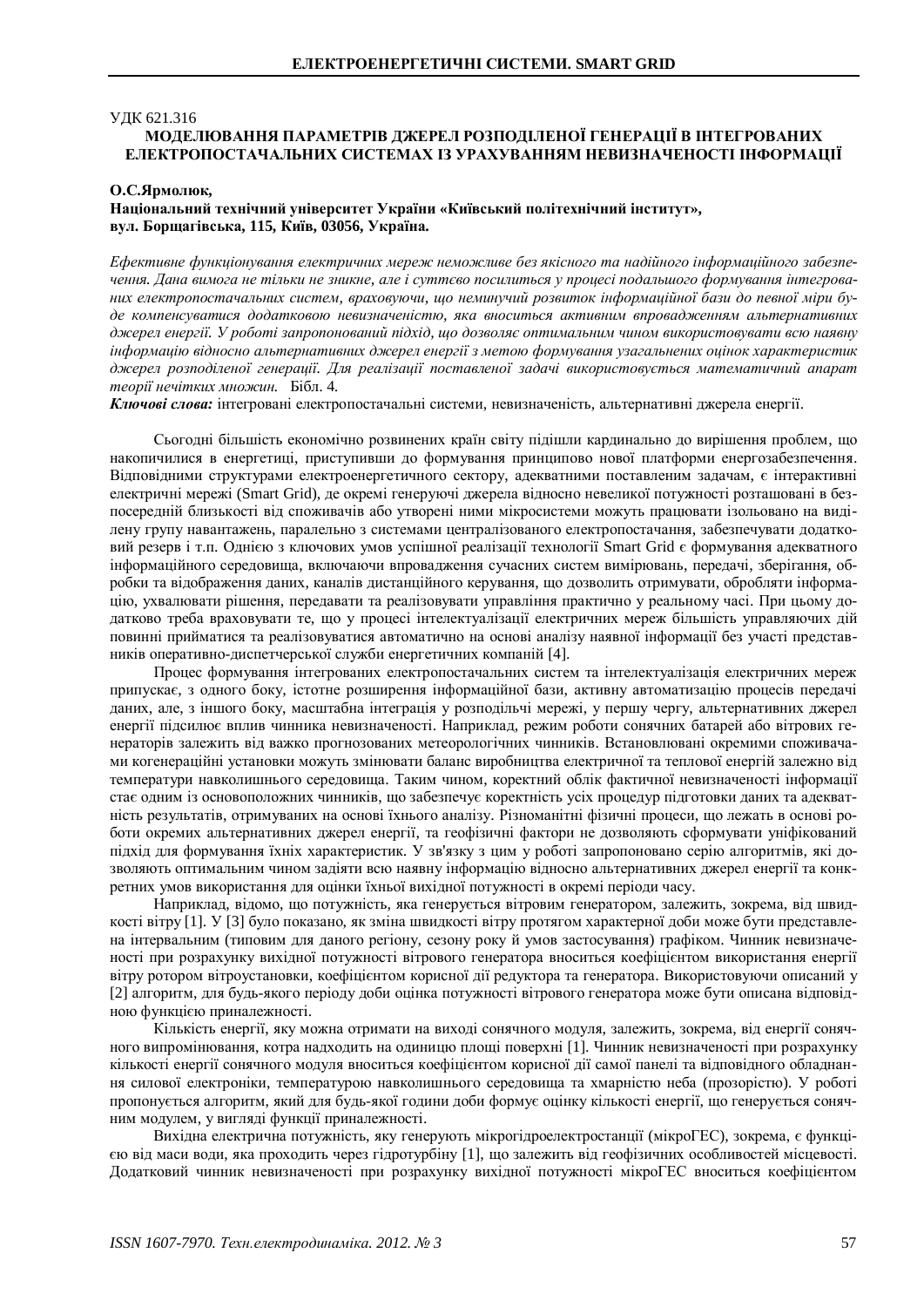УДК 621.316

# МОДЕЛЮВАННЯ ПАРАМЕТРІВ ДЖЕРЕЛ РОЗПОДІЛЕНОЇ ГЕНЕРАЦІЇ В ІНТЕГРОВАНИХ ЕЛЕКТРОПОСТАЧАЛЬНИХ СИСТЕМАХ ІЗ УРАХУВАННЯМ НЕВИЗНАЧЕНОСТІ ІНФОРМАЦІЇ

**О.С.Ярмолюк,**
**Національний технічний університет України «Київський політехнічний інститут», вул. Борщагівська, 115, Київ, 03056, Україна.**

*Ефективне функціонування електричних мереж неможливе без якісного та надійного інформаційного забезпечення. Дана вимога не тільки не зникне, але і суттєво посилиться у процесі подальшого формування інтегрованих електропостачальних систем, враховуючи, що неминучий розвиток інформаційної бази до певної міри буде компенсуватися додатковою невизначеністю, яка вноситься активним впровадженням альтернативних джерел енергії. У роботі запропонований підхід, що дозволяє оптимальним чином використовувати всю наявну інформацію відносно альтернативних джерел енергії з метою формування узагальнених оцінок характеристик джерел розподіленої генерації. Для реалізації поставленої задачі використовується математичний апарат теорії нечітких множин.* Бібл. 4.

***Ключові слова:*** інтегровані електропостачальні системи, невизначеність, альтернативні джерела енергії.

Сьогодні більшість економічно розвинених країн світу підішли кардинально до вирішення проблем, що накопичилися в енергетиці, приступивши до формування принципово нової платформи енергозабезпечення. Відповідними структурами електроенергетичного сектору, адекватними поставленим задачам, є інтерактивні електричні мережі (Smart Grid), де окремі генеруючі джерела відносно невеликої потужності розташовані в безпосередній близькості від споживачів або утворені ними мікросистеми можуть працювати ізольовано на виділену групу навантажень, паралельно з системами централізованого електропостачання, забезпечувати додатковий резерв і т.п. Однією з ключових умов успішної реалізації технології Smart Grid є формування адекватного інформаційного середовища, включаючи впровадження сучасних систем вимірювань, передачі, зберігання, обробки та відображення даних, каналів дистанційного керування, що дозволить отримувати, обробляти інформацію, ухвалювати рішення, передавати та реалізовувати управління практично у реальному часі. При цьому додатково треба враховувати те, що у процесі інтелектуалізації електричних мереж більшість управляючих дій повинні прийматися та реалізовуватися автоматично на основі аналізу наявної інформації без участі представників оперативно-диспетчерської служби енергетичних компаній [4].

Процес формування інтегрованих електропостачальних систем та інтелектуалізація електричних мереж припускає, з одного боку, істотне розширення інформаційної бази, активну автоматизацію процесів передачі даних, але, з іншого боку, масштабна інтеграція у розподільчі мережі, у першу чергу, альтернативних джерел енергії підсилює вплив чинника невизначеності. Наприклад, режим роботи сонячних батарей або вітрових генераторів залежить від важко прогнозованих метеорологічних чинників. Встановлювані окремими споживачами когенераційні установки можуть змінювати баланс виробництва електричної та теплової енергій залежно від температури навколишнього середовища. Таким чином, коректний облік фактичної невизначеності інформації стає одним із основоположних чинників, що забезпечує коректність усіх процедур підготовки даних та адекватність результатів, отримуваних на основі їхнього аналізу. Різноманітні фізичні процеси, що лежать в основі роботи окремих альтернативних джерел енергії, та геофізичні фактори не дозволяють сформувати уніфікований підхід для формування їхніх характеристик. У зв'язку з цим у роботі запропоновано серію алгоритмів, які дозволяють оптимальним чином задіяти всю наявну інформацію відносно альтернативних джерел енергії та конкретних умов використання для оцінки їхньої вихідної потужності в окремі періоди часу.

Наприклад, відомо, що потужність, яка генерується вітровим генератором, залежить, зокрема, від швидкості вітру [1]. У [3] було показано, як зміна швидкості вітру протягом характерної доби може бути представлена інтервальним (типовим для даного регіону, сезону року й умов застосування) графіком. Чинник невизначеності при розрахунку вихідної потужності вітрового генератора вноситься коефіцієнтом використання енергії вітру ротором вітроустановки, коефіцієнтом корисної дії редуктора та генератора. Використовуючи описаний у [2] алгоритм, для будь-якого періоду доби оцінка потужності вітрового генератора може бути описана відповідною функцією приналежності.

Кількість енергії, яку можна отримати на виході сонячного модуля, залежить, зокрема, від енергії сонячного випромінювання, котра надходить на одиницю площі поверхні [1]. Чинник невизначеності при розрахунку кількості енергії сонячного модуля вноситься коефіцієнтом корисної дії самої панелі та відповідного обладнання силової електроніки, температурою навколишнього середовища та хмарністю неба (прозорістю). У роботі пропонується алгоритм, який для будь-якої години доби формує оцінку кількості енергії, що генерується сонячним модулем, у вигляді функції приналежності.

Вихідна електрична потужність, яку генерують мікрогідроелектростанції (мікроГЕС), зокрема, є функцією від маси води, яка проходить через гідротурбіну [1], що залежить від геофізичних особливостей місцевості. Додатковий чинник невизначеності при розрахунку вихідної потужності мікроГЕС вноситься коефіцієнтом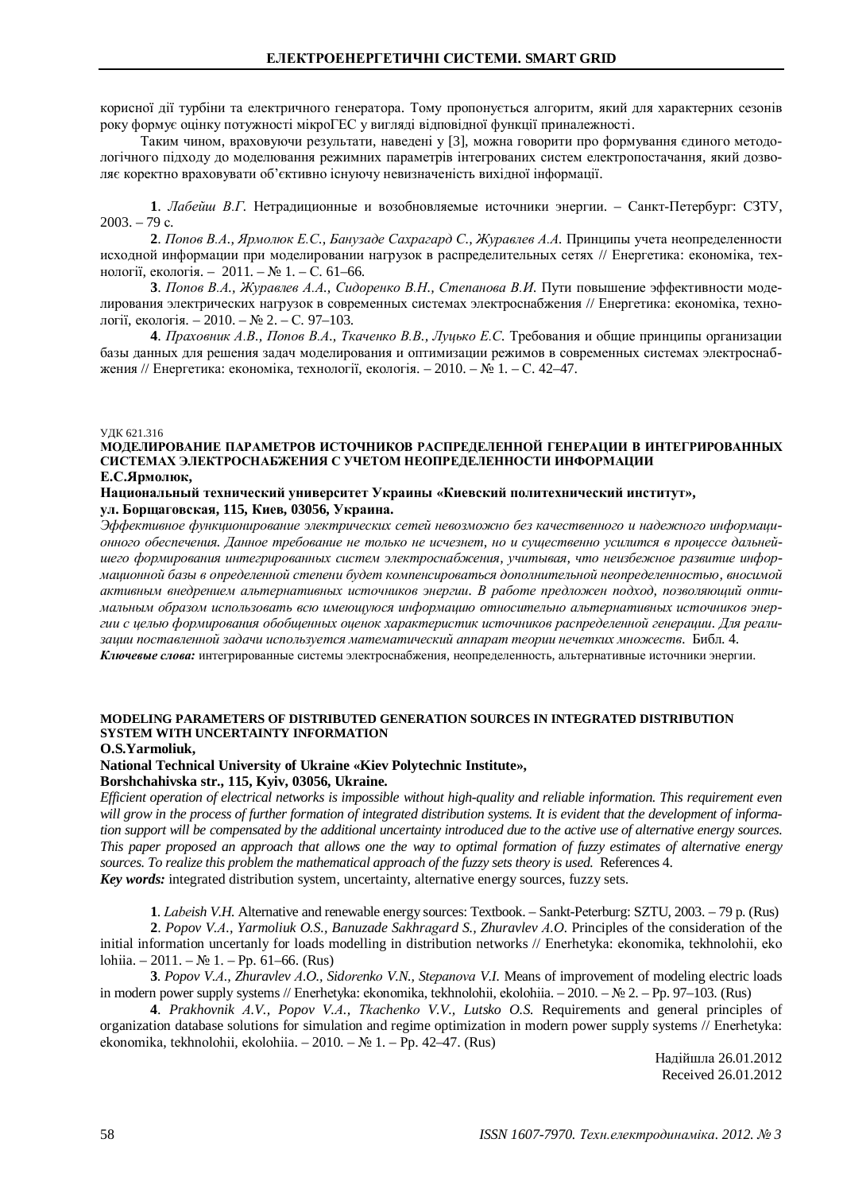корисної дії турбіни та електричного генератора. Тому пропонується алгоритм, який для характерних сезонів року формує оцінку потужності мікроГЕС у вигляді відповідної функції приналежності.

Таким чином, враховуючи результати, наведені у [3], можна говорити про формування єдиного методологічного підходу до моделювання режимних параметрів інтегрованих систем електропостачання, який дозволяє коректно враховувати об'єктивно існуючу невизначеність вихідної інформації.

**1**. *Лабейш В.Г.* Нетрадиционные и возобновляемые источники энергии. – Санкт-Петербург: СЗТУ, 2003. – 79 с.

**2**. *Попов В.А., Ярмолюк Е.С., Банузаде Сахрагард С., Журавлев А.А.* Принципы учета неопределенности исходной информации при моделировании нагрузок в распределительных сетях // Енергетика: економіка, технології, екологія. – 2011. – № 1. – С. 61–66.

**3**. *Попов В.А., Журавлев А.А., Сидоренко В.Н., Степанова В.И.* Пути повышение эффективности моделирования электрических нагрузок в современных системах электроснабжения // Енергетика: економіка, технології, екологія. – 2010. – № 2. – С. 97–103.

**4**. *Праховник А.В., Попов В.А., Ткаченко В.В., Луцько Е.С.* Требования и общие принципы организации базы данных для решения задач моделирования и оптимизации режимов в современных системах электроснабжения // Енергетика: економіка, технології, екологія. – 2010. – № 1. – С. 42–47.

УДК 621.316

## МОДЕЛИРОВАНИЕ ПАРАМЕТРОВ ИСТОЧНИКОВ РАСПРЕДЕЛЕННОЙ ГЕНЕРАЦИИ В ИНТЕГРИРОВАННЫХ СИСТЕМАХ ЭЛЕКТРОСНАБЖЕНИЯ С УЧЕТОМ НЕОПРЕДЕЛЕННОСТИ ИНФОРМАЦИИ

**Е.С.Ярмолюк,**

**Национальный технический университет Украины «Киевский политехнический институт», ул. Борщаговская, 115, Киев, 03056, Украина.**

*Эффективное функционирование электрических сетей невозможно без качественного и надежного информационного обеспечения. Данное требование не только не исчезнет, но и существенно усилится в процессе дальнейшего формирования интегрированных систем электроснабжения, учитывая, что неизбежное развитие информационной базы в определенной степени будет компенсироваться дополнительной неопределенностью, вносимой активным внедрением альтернативных источников энергии. В работе предложен подход, позволяющий оптимальным образом использовать всю имеющуюся информацию относительно альтернативных источников энергии с целью формирования обобщенных оценок характеристик источников распределенной генерации. Для реализации поставленной задачи используется математический аппарат теории нечетких множеств.* Библ. 4.

***Ключевые слова:*** интегрированные системы электроснабжения, неопределенность, альтернативные источники энергии.

## MODELING PARAMETERS OF DISTRIBUTED GENERATION SOURCES IN INTEGRATED DISTRIBUTION SYSTEM WITH UNCERTAINTY INFORMATION

**O.S.Yarmoliuk,**

**National Technical University of Ukraine «Kiev Polytechnic Institute», Borshchahivska str., 115, Kyiv, 03056, Ukraine.**

*Efficient operation of electrical networks is impossible without high-quality and reliable information. This requirement even will grow in the process of further formation of integrated distribution systems. It is evident that the development of information support will be compensated by the additional uncertainty introduced due to the active use of alternative energy sources. This paper proposed an approach that allows one the way to optimal formation of fuzzy estimates of alternative energy sources. To realize this problem the mathematical approach of the fuzzy sets theory is used.* References 4.

***Key words:*** integrated distribution system, uncertainty, alternative energy sources, fuzzy sets.

**1**. *Labeish V.H.* Alternative and renewable energy sources: Textbook. – Sankt-Peterburg: SZTU, 2003. – 79 p. (Rus)

**2**. *Popov V.A., Yarmoliuk O.S., Banuzade Sakhragard S., Zhuravlev A.O.* Principles of the consideration of the initial information uncertanly for loads modelling in distribution networks // Enerhetyka: ekonomika, tekhnolohii, eko lohiia. – 2011. – № 1. – Pp. 61–66. (Rus)

**3**. *Popov V.A., Zhuravlev A.O., Sidorenko V.N., Stepanova V.I.* Means of improvement of modeling electric loads in modern power supply systems // Enerhetyka: ekonomika, tekhnolohii, ekolohiia. – 2010. – № 2. – Pp. 97–103. (Rus)

**4**. *Prakhovnik A.V., Popov V.A., Tkachenko V.V., Lutsko O.S.* Requirements and general principles of organization database solutions for simulation and regime optimization in modern power supply systems // Enerhetyka: ekonomika, tekhnolohii, ekolohiia. – 2010. – № 1. – Pp. 42–47. (Rus)

Надійшла 26.01.2012
Received 26.01.2012